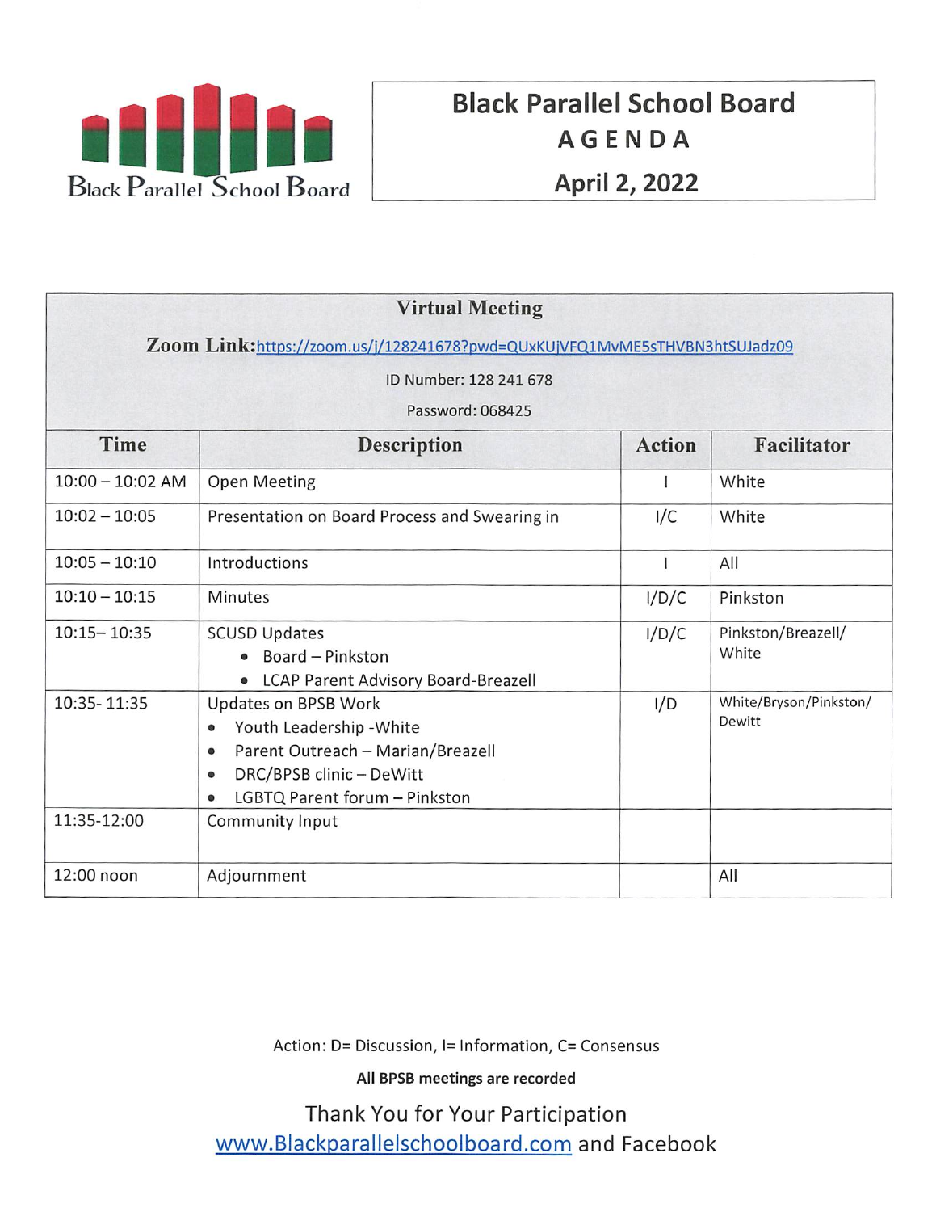Black Parallel School Board

# Black Parallel School Board
## AGENDA
## April 2, 2022

**Virtual Meeting**

**Zoom Link:** https://zoom.us/j/128241678?pwd=QUxKUjVFQ1MvME5sTHVBN3htSUJadz09

ID Number: 128 241 678

Password: 068425

| Time | Description | Action | Facilitator |
|---|---|---|---|
| 10:00 – 10:02 AM | Open Meeting | I | White |
| 10:02 – 10:05 | Presentation on Board Process and Swearing in | I/C | White |
| 10:05 – 10:10 | Introductions | I | All |
| 10:10 – 10:15 | Minutes | I/D/C | Pinkston |
| 10:15– 10:35 | SCUSD Updates<br>• Board – Pinkston<br>• LCAP Parent Advisory Board-Breazell | I/D/C | Pinkston/Breazell/ White |
| 10:35- 11:35 | Updates on BPSB Work<br>• Youth Leadership -White<br>• Parent Outreach – Marian/Breazell<br>• DRC/BPSB clinic – DeWitt<br>• LGBTQ Parent forum – Pinkston | I/D | White/Bryson/Pinkston/ Dewitt |
| 11:35-12:00 | Community Input | | |
| 12:00 noon | Adjournment | | All |

Action: D= Discussion, I= Information, C= Consensus

**All BPSB meetings are recorded**

Thank You for Your Participation
www.Blackparallelschoolboard.com and Facebook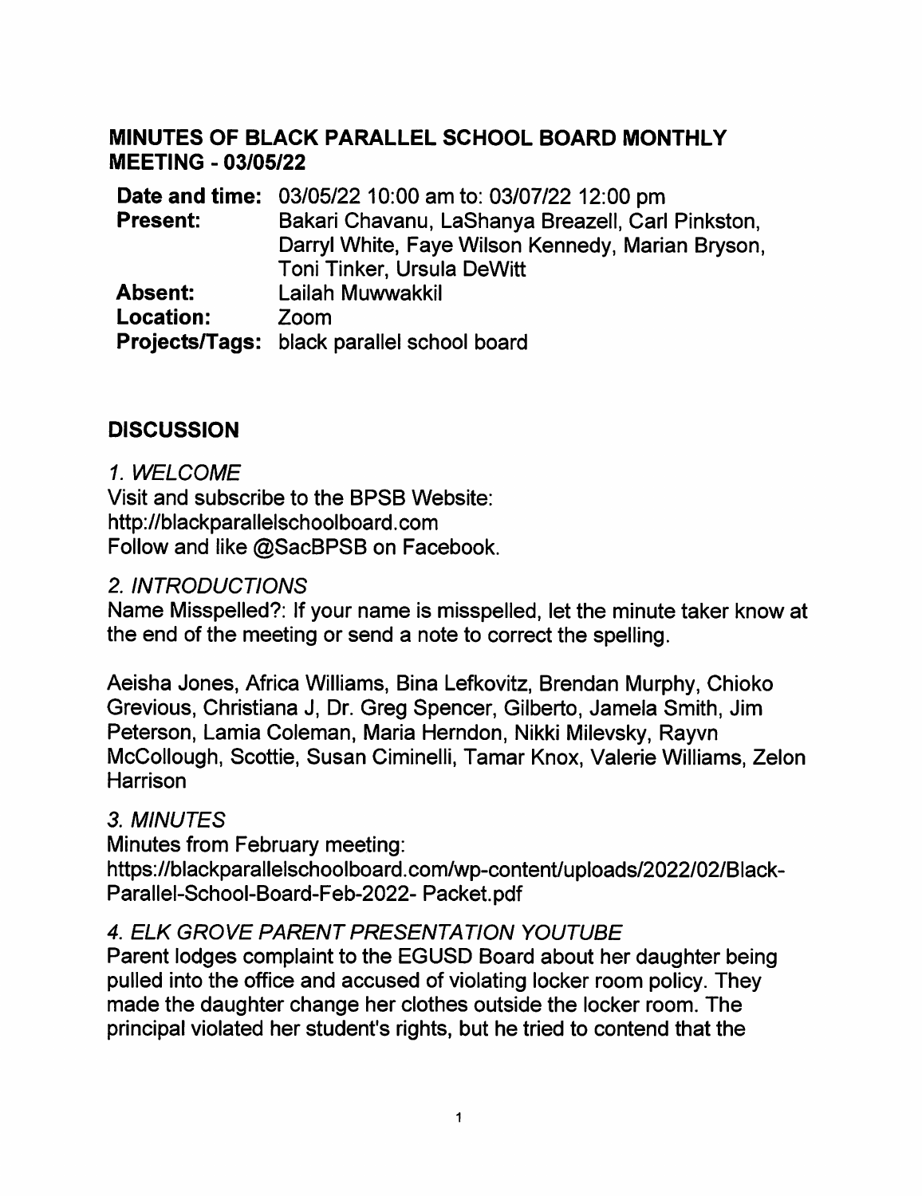## MINUTES OF BLACK PARALLEL SCHOOL BOARD MONTHLY MEETING - 03/05/22

**Date and time:** 03/05/22 10:00 am to: 03/07/22 12:00 pm
**Present:** Bakari Chavanu, LaShanya Breazell, Carl Pinkston, Darryl White, Faye Wilson Kennedy, Marian Bryson, Toni Tinker, Ursula DeWitt
**Absent:** Lailah Muwwakkil
**Location:** Zoom
**Projects/Tags:** black parallel school board

## DISCUSSION

*1. WELCOME*

Visit and subscribe to the BPSB Website: http://blackparallelschoolboard.com
Follow and like @SacBPSB on Facebook.

*2. INTRODUCTIONS*

Name Misspelled?: If your name is misspelled, let the minute taker know at the end of the meeting or send a note to correct the spelling.

Aeisha Jones, Africa Williams, Bina Lefkovitz, Brendan Murphy, Chioko Grevious, Christiana J, Dr. Greg Spencer, Gilberto, Jamela Smith, Jim Peterson, Lamia Coleman, Maria Herndon, Nikki Milevsky, Rayvn McCollough, Scottie, Susan Ciminelli, Tamar Knox, Valerie Williams, Zelon Harrison

*3. MINUTES*

Minutes from February meeting:
https://blackparallelschoolboard.com/wp-content/uploads/2022/02/Black-Parallel-School-Board-Feb-2022- Packet.pdf

*4. ELK GROVE PARENT PRESENTATION YOUTUBE*

Parent lodges complaint to the EGUSD Board about her daughter being pulled into the office and accused of violating locker room policy. They made the daughter change her clothes outside the locker room. The principal violated her student's rights, but he tried to contend that the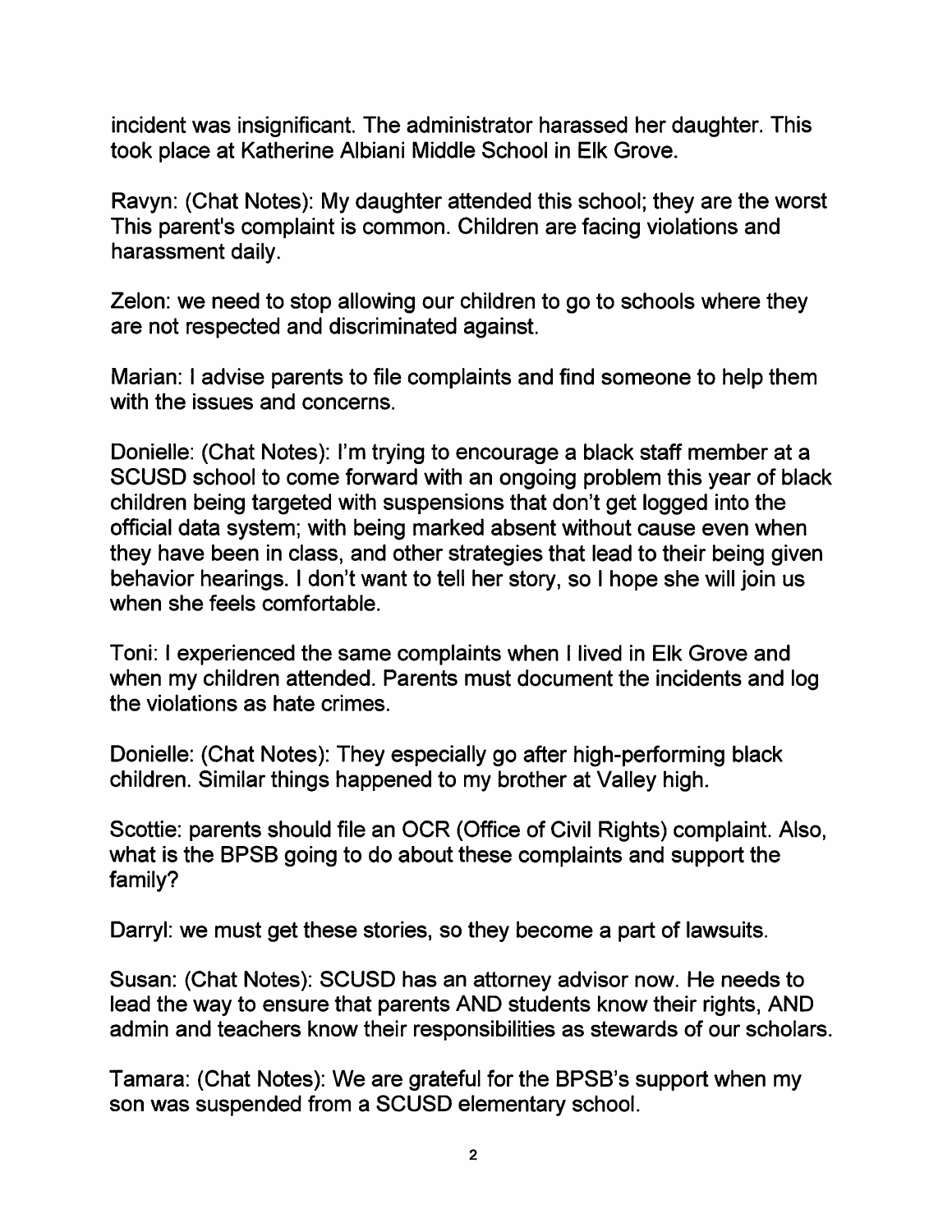incident was insignificant. The administrator harassed her daughter. This took place at Katherine Albiani Middle School in Elk Grove.

Ravyn: (Chat Notes): My daughter attended this school; they are the worst This parent's complaint is common. Children are facing violations and harassment daily.

Zelon: we need to stop allowing our children to go to schools where they are not respected and discriminated against.

Marian: I advise parents to file complaints and find someone to help them with the issues and concerns.

Donielle: (Chat Notes): I'm trying to encourage a black staff member at a SCUSD school to come forward with an ongoing problem this year of black children being targeted with suspensions that don't get logged into the official data system; with being marked absent without cause even when they have been in class, and other strategies that lead to their being given behavior hearings. I don't want to tell her story, so I hope she will join us when she feels comfortable.

Toni: I experienced the same complaints when I lived in Elk Grove and when my children attended. Parents must document the incidents and log the violations as hate crimes.

Donielle: (Chat Notes): They especially go after high-performing black children. Similar things happened to my brother at Valley high.

Scottie: parents should file an OCR (Office of Civil Rights) complaint. Also, what is the BPSB going to do about these complaints and support the family?

Darryl: we must get these stories, so they become a part of lawsuits.

Susan: (Chat Notes): SCUSD has an attorney advisor now. He needs to lead the way to ensure that parents AND students know their rights, AND admin and teachers know their responsibilities as stewards of our scholars.

Tamara: (Chat Notes): We are grateful for the BPSB's support when my son was suspended from a SCUSD elementary school.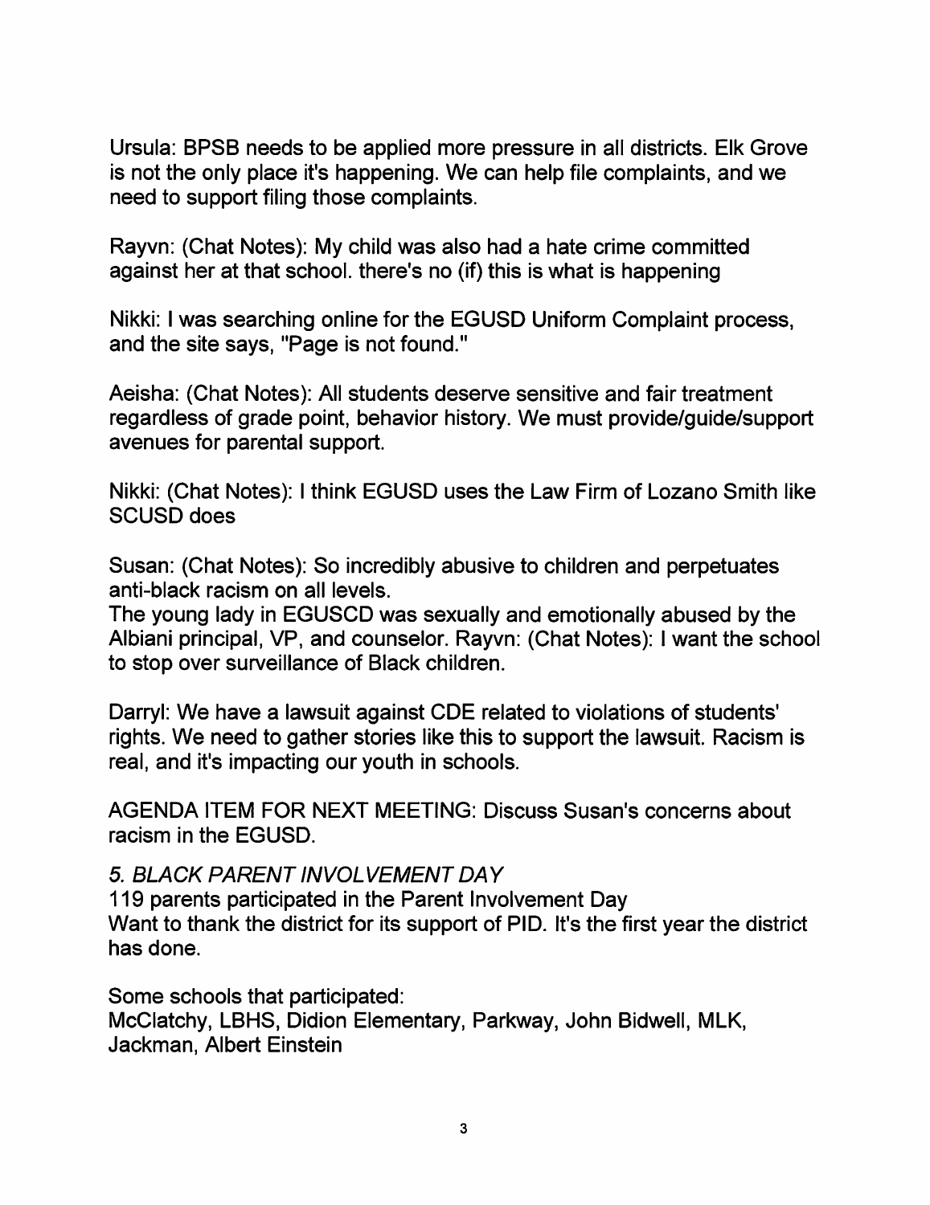Ursula: BPSB needs to be applied more pressure in all districts. Elk Grove is not the only place it's happening. We can help file complaints, and we need to support filing those complaints.

Rayvn: (Chat Notes): My child was also had a hate crime committed against her at that school. there's no (if) this is what is happening

Nikki: I was searching online for the EGUSD Uniform Complaint process, and the site says, "Page is not found."

Aeisha: (Chat Notes): All students deserve sensitive and fair treatment regardless of grade point, behavior history. We must provide/guide/support avenues for parental support.

Nikki: (Chat Notes): I think EGUSD uses the Law Firm of Lozano Smith like SCUSD does

Susan: (Chat Notes): So incredibly abusive to children and perpetuates anti-black racism on all levels.
The young lady in EGUSCD was sexually and emotionally abused by the Albiani principal, VP, and counselor. Rayvn: (Chat Notes): I want the school to stop over surveillance of Black children.

Darryl: We have a lawsuit against CDE related to violations of students' rights. We need to gather stories like this to support the lawsuit. Racism is real, and it's impacting our youth in schools.

AGENDA ITEM FOR NEXT MEETING: Discuss Susan's concerns about racism in the EGUSD.

*5. BLACK PARENT INVOLVEMENT DAY*

119 parents participated in the Parent Involvement Day
Want to thank the district for its support of PID. It's the first year the district has done.

Some schools that participated:
McClatchy, LBHS, Didion Elementary, Parkway, John Bidwell, MLK, Jackman, Albert Einstein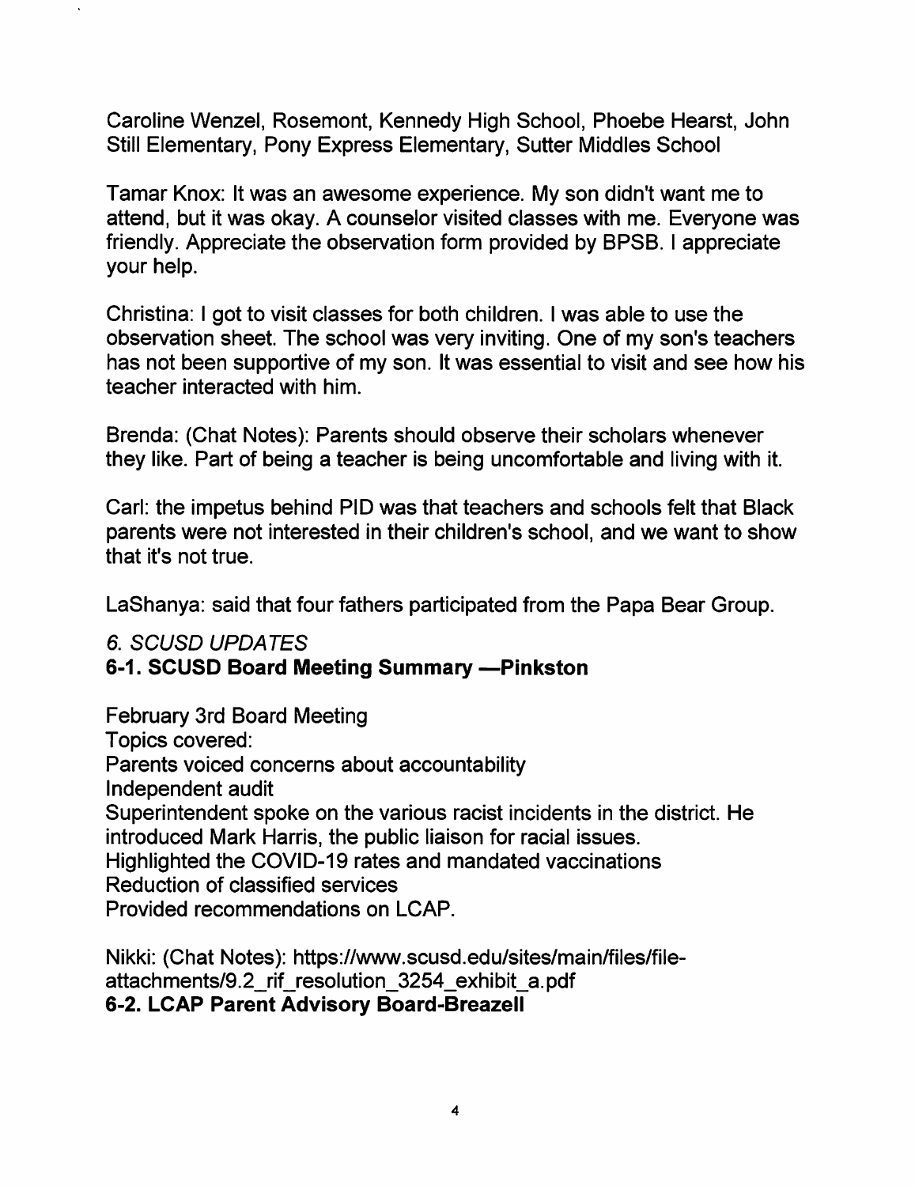Caroline Wenzel, Rosemont, Kennedy High School, Phoebe Hearst, John Still Elementary, Pony Express Elementary, Sutter Middles School

Tamar Knox: It was an awesome experience. My son didn't want me to attend, but it was okay. A counselor visited classes with me. Everyone was friendly. Appreciate the observation form provided by BPSB. I appreciate your help.

Christina: I got to visit classes for both children. I was able to use the observation sheet. The school was very inviting. One of my son's teachers has not been supportive of my son. It was essential to visit and see how his teacher interacted with him.

Brenda: (Chat Notes): Parents should observe their scholars whenever they like. Part of being a teacher is being uncomfortable and living with it.

Carl: the impetus behind PID was that teachers and schools felt that Black parents were not interested in their children's school, and we want to show that it's not true.

LaShanya: said that four fathers participated from the Papa Bear Group.

*6. SCUSD UPDATES*

**6-1. SCUSD Board Meeting Summary —Pinkston**

February 3rd Board Meeting
Topics covered:
Parents voiced concerns about accountability
Independent audit
Superintendent spoke on the various racist incidents in the district. He introduced Mark Harris, the public liaison for racial issues.
Highlighted the COVID-19 rates and mandated vaccinations
Reduction of classified services
Provided recommendations on LCAP.

Nikki: (Chat Notes): https://www.scusd.edu/sites/main/files/file-attachments/9.2_rif_resolution_3254_exhibit_a.pdf

**6-2. LCAP Parent Advisory Board-Breazell**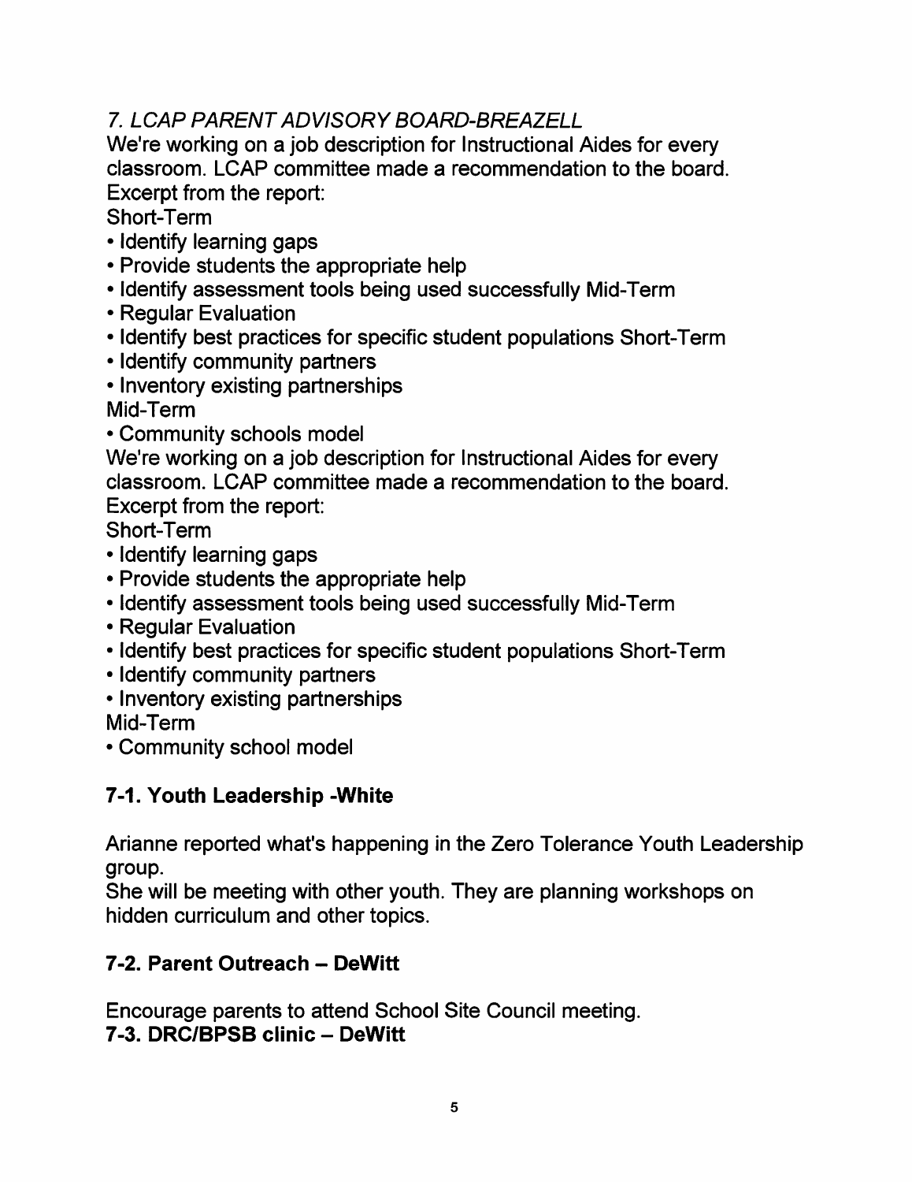*7. LCAP PARENT ADVISORY BOARD-BREAZELL*

We're working on a job description for Instructional Aides for every classroom. LCAP committee made a recommendation to the board.
Excerpt from the report:
Short-Term

- Identify learning gaps
- Provide students the appropriate help
- Identify assessment tools being used successfully Mid-Term
- Regular Evaluation
- Identify best practices for specific student populations Short-Term
- Identify community partners
- Inventory existing partnerships

Mid-Term

- Community schools model

We're working on a job description for Instructional Aides for every classroom. LCAP committee made a recommendation to the board.
Excerpt from the report:
Short-Term

- Identify learning gaps
- Provide students the appropriate help
- Identify assessment tools being used successfully Mid-Term
- Regular Evaluation
- Identify best practices for specific student populations Short-Term
- Identify community partners
- Inventory existing partnerships

Mid-Term

- Community school model

**7-1. Youth Leadership -White**

Arianne reported what's happening in the Zero Tolerance Youth Leadership group.
She will be meeting with other youth. They are planning workshops on hidden curriculum and other topics.

**7-2. Parent Outreach – DeWitt**

Encourage parents to attend School Site Council meeting.

**7-3. DRC/BPSB clinic – DeWitt**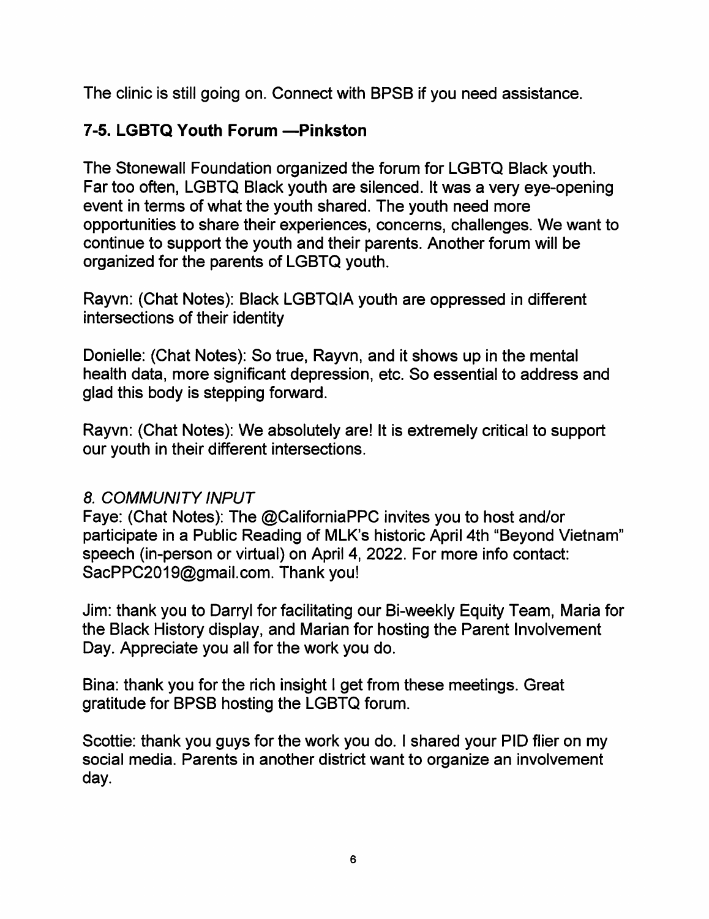The clinic is still going on. Connect with BPSB if you need assistance.

### 7-5. LGBTQ Youth Forum —Pinkston

The Stonewall Foundation organized the forum for LGBTQ Black youth. Far too often, LGBTQ Black youth are silenced. It was a very eye-opening event in terms of what the youth shared. The youth need more opportunities to share their experiences, concerns, challenges. We want to continue to support the youth and their parents. Another forum will be organized for the parents of LGBTQ youth.

Rayvn: (Chat Notes): Black LGBTQIA youth are oppressed in different intersections of their identity

Donielle: (Chat Notes): So true, Rayvn, and it shows up in the mental health data, more significant depression, etc. So essential to address and glad this body is stepping forward.

Rayvn: (Chat Notes): We absolutely are! It is extremely critical to support our youth in their different intersections.

*8. COMMUNITY INPUT*

Faye: (Chat Notes): The @CaliforniaPPC invites you to host and/or participate in a Public Reading of MLK's historic April 4th "Beyond Vietnam" speech (in-person or virtual) on April 4, 2022. For more info contact: SacPPC2019@gmail.com. Thank you!

Jim: thank you to Darryl for facilitating our Bi-weekly Equity Team, Maria for the Black History display, and Marian for hosting the Parent Involvement Day. Appreciate you all for the work you do.

Bina: thank you for the rich insight I get from these meetings. Great gratitude for BPSB hosting the LGBTQ forum.

Scottie: thank you guys for the work you do. I shared your PID flier on my social media. Parents in another district want to organize an involvement day.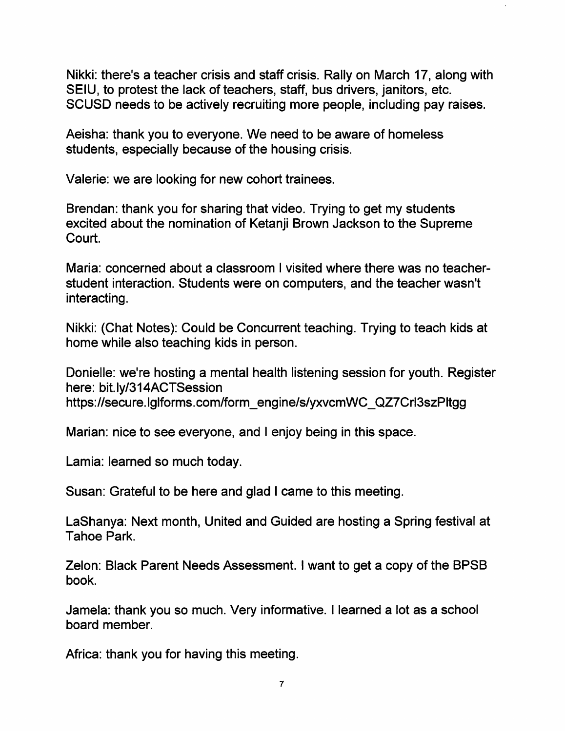Nikki: there's a teacher crisis and staff crisis. Rally on March 17, along with SEIU, to protest the lack of teachers, staff, bus drivers, janitors, etc. SCUSD needs to be actively recruiting more people, including pay raises.

Aeisha: thank you to everyone. We need to be aware of homeless students, especially because of the housing crisis.

Valerie: we are looking for new cohort trainees.

Brendan: thank you for sharing that video. Trying to get my students excited about the nomination of Ketanji Brown Jackson to the Supreme Court.

Maria: concerned about a classroom I visited where there was no teacher-student interaction. Students were on computers, and the teacher wasn't interacting.

Nikki: (Chat Notes): Could be Concurrent teaching. Trying to teach kids at home while also teaching kids in person.

Donielle: we're hosting a mental health listening session for youth. Register here: bit.ly/314ACTSession
https://secure.lglforms.com/form_engine/s/yxvcmWC_QZ7Crl3szPltgg

Marian: nice to see everyone, and I enjoy being in this space.

Lamia: learned so much today.

Susan: Grateful to be here and glad I came to this meeting.

LaShanya: Next month, United and Guided are hosting a Spring festival at Tahoe Park.

Zelon: Black Parent Needs Assessment. I want to get a copy of the BPSB book.

Jamela: thank you so much. Very informative. I learned a lot as a school board member.

Africa: thank you for having this meeting.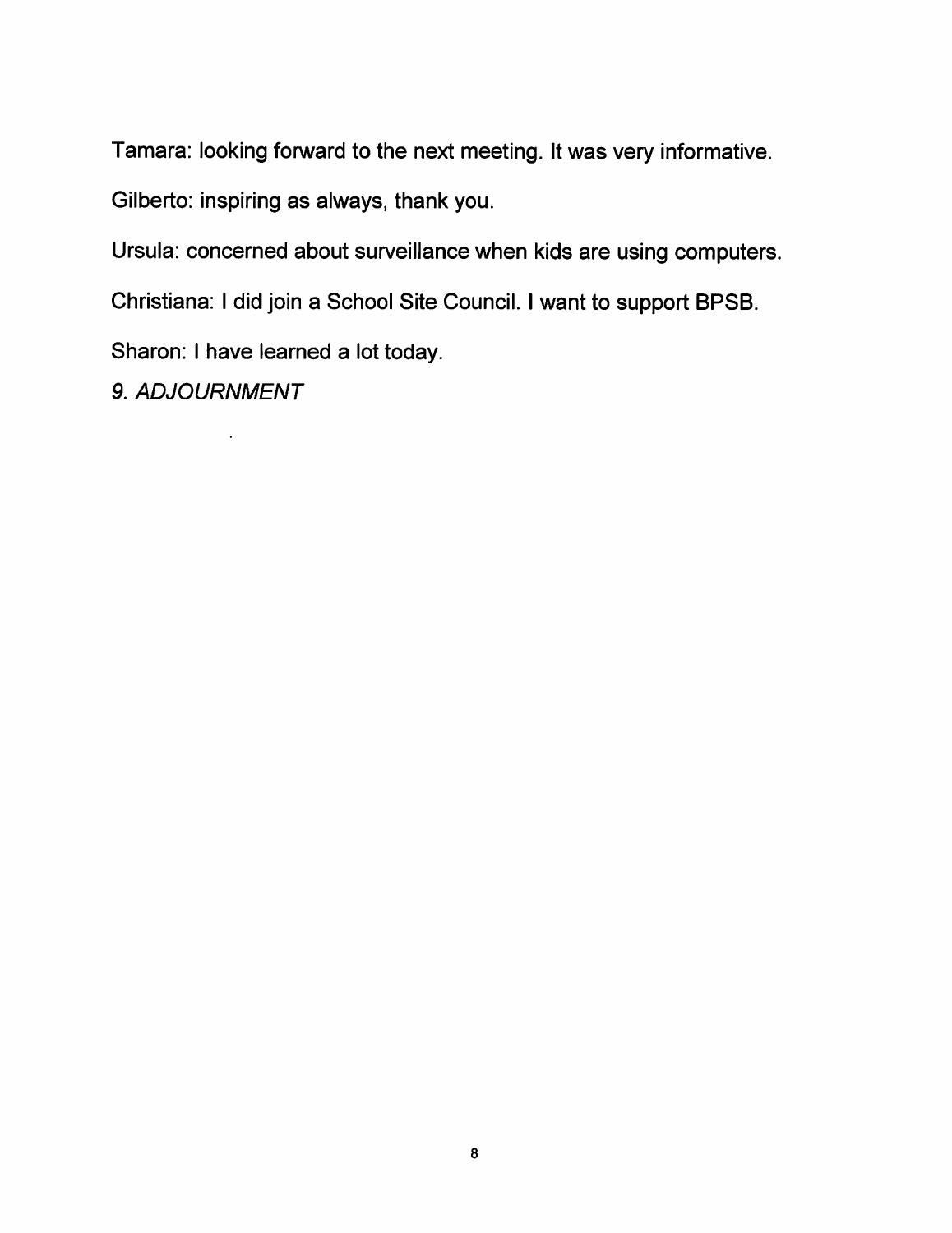Tamara: looking forward to the next meeting. It was very informative.

Gilberto: inspiring as always, thank you.

Ursula: concerned about surveillance when kids are using computers.

Christiana: I did join a School Site Council. I want to support BPSB.

Sharon: I have learned a lot today.

*9. ADJOURNMENT*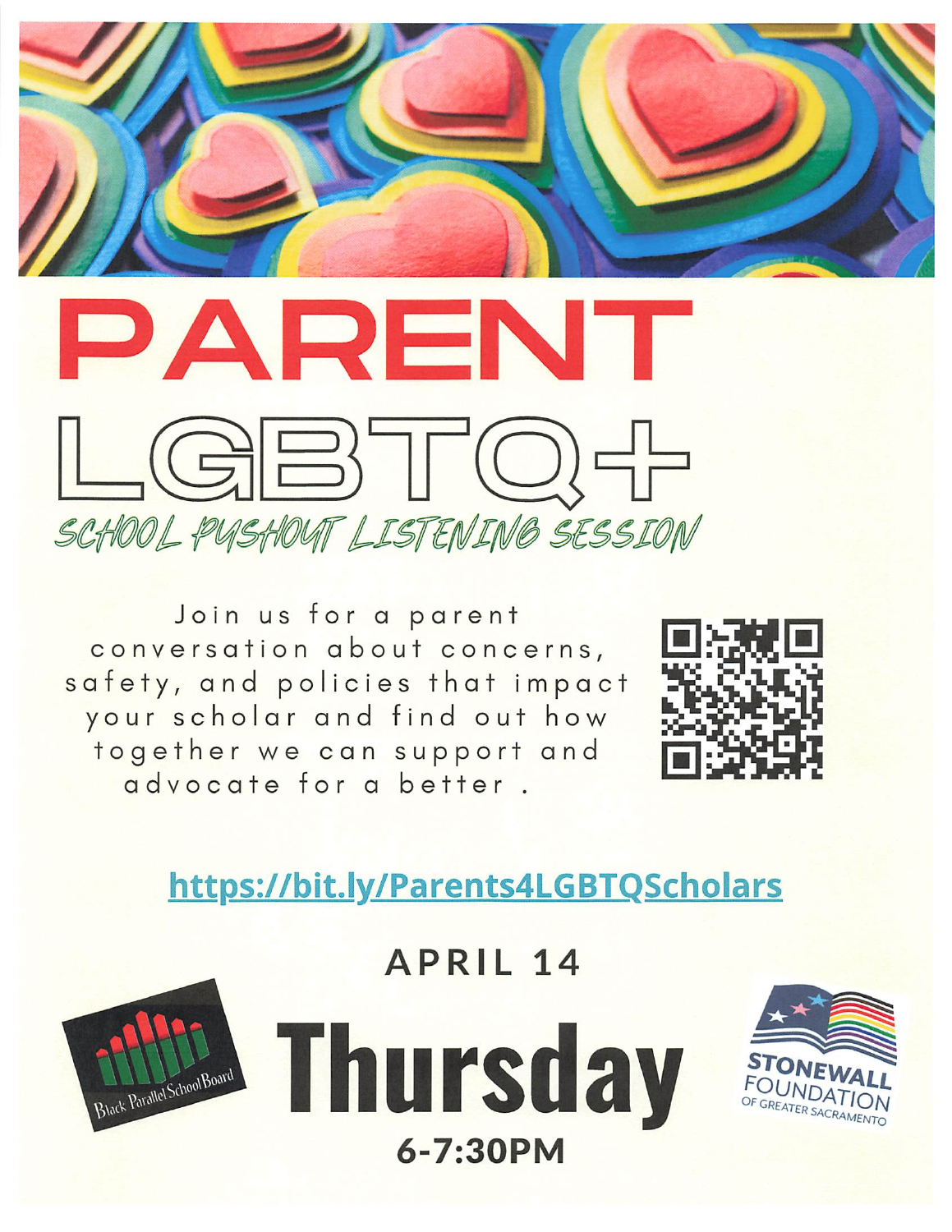# PARENT

# LGBTQ+

## SCHOOL PUSHOUT LISTENING SESSION

Join us for a parent conversation about concerns, safety, and policies that impact your scholar and find out how together we can support and advocate for a better .

https://bit.ly/Parents4LGBTQScholars

**APRIL 14**

**Thursday**

**6-7:30PM**

Black Parallel School Board

STONEWALL FOUNDATION OF GREATER SACRAMENTO